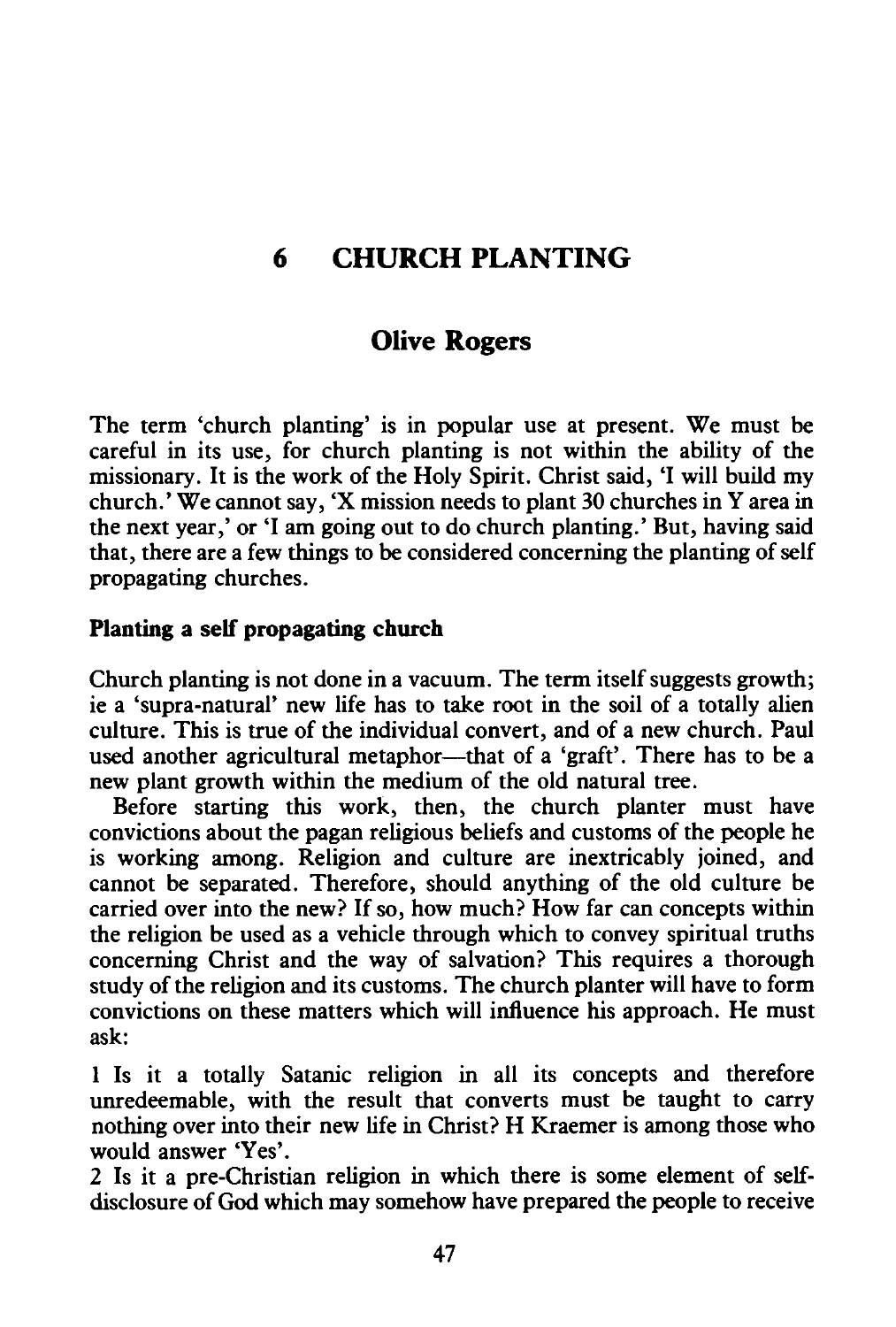# 6 CHURCH PLANTING

## Olive Rogers

The term 'church planting' is in popular use at present. We must be careful in its use, for church planting is not within the ability of the missionary. It is the work of the Holy Spirit. Christ said, 'I will build my church.' We cannot say, 'X mission needs to plant 30 churches in Y area in the next year,' or 'I am going out to do church planting.' But, having said that, there are a few things to be considered concerning the planting of self propagating churches.

### Planting a self propagating church

Church planting is not done in a vacuum. The term itself suggests growth; ie a 'supra-natural' new life has to take root in the soil of a totally alien culture. This is true of the individual convert, and of a new church. Paul used another agricultural metaphor—that of a 'graft'. There has to be a new plant growth within the medium of the old natural tree.

Before starting this work, then, the church planter must have convictions about the pagan religious beliefs and customs of the people he is working among. Religion and culture are inextricably joined, and cannot be separated. Therefore, should anything of the old culture be carried over into the new? If so, how much? How far can concepts within the religion be used as a vehicle through which to convey spiritual truths concerning Christ and the way of salvation? This requires a thorough study of the religion and its customs. The church planter will have to form convictions on these matters which will influence his approach. He must ask:

1 Is it a totally Satanic religion in all its concepts and therefore unredeemable, with the result that converts must be taught to carry nothing over into their new life in Christ? H Kraemer is among those who would answer 'Yes'.

2 Is it a pre-Christian religion in which there is some element of self-disclosure of God which may somehow have prepared the people to receive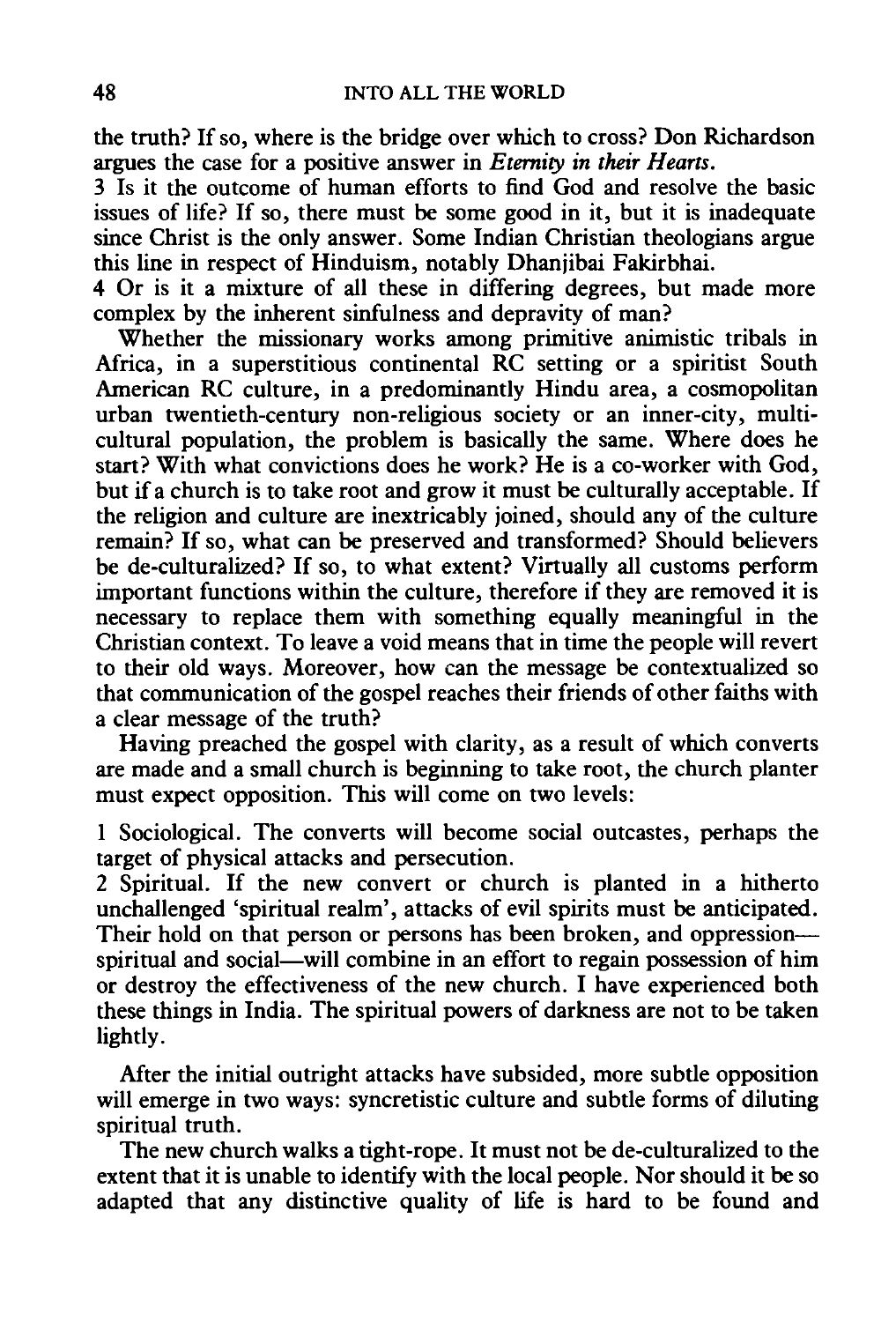the truth? If so, where is the bridge over which to cross? Don Richardson argues the case for a positive answer in *Eternity in their Hearts*.

3 Is it the outcome of human efforts to find God and resolve the basic issues of life? If so, there must be some good in it, but it is inadequate since Christ is the only answer. Some Indian Christian theologians argue this line in respect of Hinduism, notably Dhanjibai Fakirbhai.

4 Or is it a mixture of all these in differing degrees, but made more complex by the inherent sinfulness and depravity of man?

Whether the missionary works among primitive animistic tribals in Africa, in a superstitious continental RC setting or a spiritist South American RC culture, in a predominantly Hindu area, a cosmopolitan urban twentieth-century non-religious society or an inner-city, multi-cultural population, the problem is basically the same. Where does he start? With what convictions does he work? He is a co-worker with God, but if a church is to take root and grow it must be culturally acceptable. If the religion and culture are inextricably joined, should any of the culture remain? If so, what can be preserved and transformed? Should believers be de-culturalized? If so, to what extent? Virtually all customs perform important functions within the culture, therefore if they are removed it is necessary to replace them with something equally meaningful in the Christian context. To leave a void means that in time the people will revert to their old ways. Moreover, how can the message be contextualized so that communication of the gospel reaches their friends of other faiths with a clear message of the truth?

Having preached the gospel with clarity, as a result of which converts are made and a small church is beginning to take root, the church planter must expect opposition. This will come on two levels:

1 Sociological. The converts will become social outcastes, perhaps the target of physical attacks and persecution.

2 Spiritual. If the new convert or church is planted in a hitherto unchallenged 'spiritual realm', attacks of evil spirits must be anticipated. Their hold on that person or persons has been broken, and oppression—spiritual and social—will combine in an effort to regain possession of him or destroy the effectiveness of the new church. I have experienced both these things in India. The spiritual powers of darkness are not to be taken lightly.

After the initial outright attacks have subsided, more subtle opposition will emerge in two ways: syncretistic culture and subtle forms of diluting spiritual truth.

The new church walks a tight-rope. It must not be de-culturalized to the extent that it is unable to identify with the local people. Nor should it be so adapted that any distinctive quality of life is hard to be found and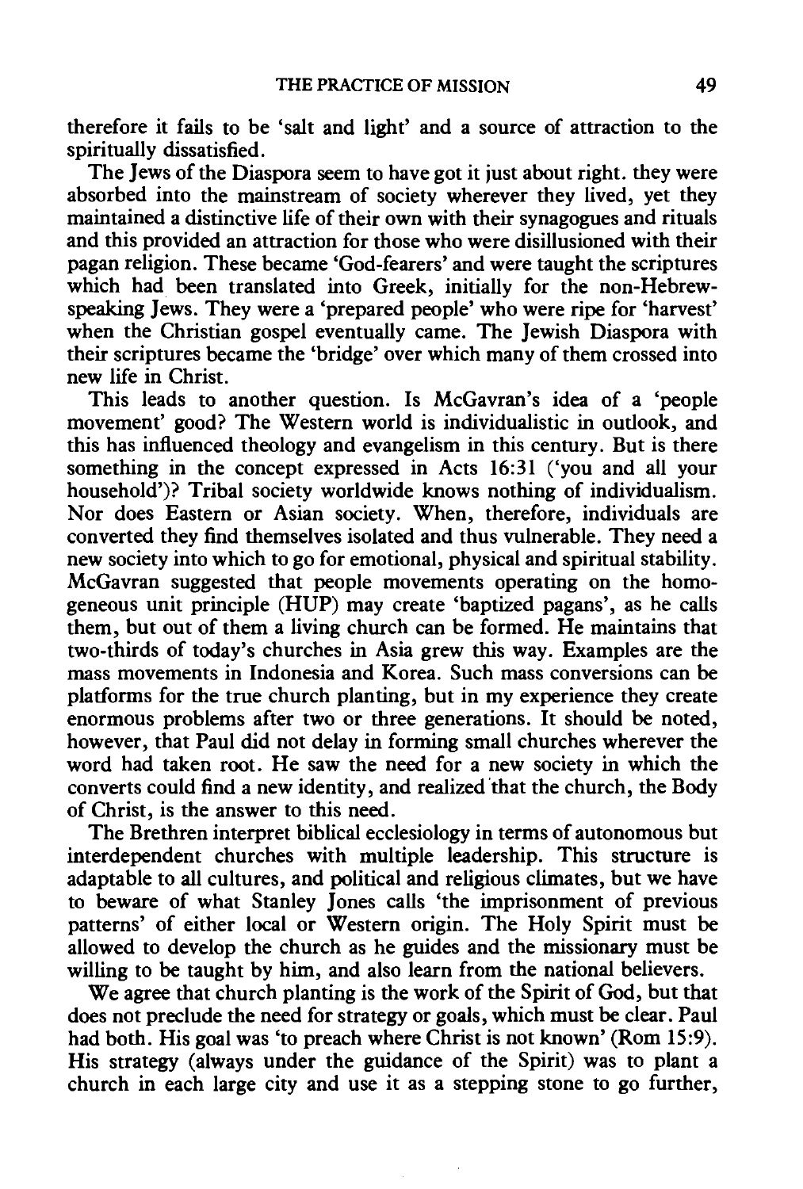therefore it fails to be 'salt and light' and a source of attraction to the spiritually dissatisfied.

The Jews of the Diaspora seem to have got it just about right. they were absorbed into the mainstream of society wherever they lived, yet they maintained a distinctive life of their own with their synagogues and rituals and this provided an attraction for those who were disillusioned with their pagan religion. These became 'God-fearers' and were taught the scriptures which had been translated into Greek, initially for the non-Hebrew-speaking Jews. They were a 'prepared people' who were ripe for 'harvest' when the Christian gospel eventually came. The Jewish Diaspora with their scriptures became the 'bridge' over which many of them crossed into new life in Christ.

This leads to another question. Is McGavran's idea of a 'people movement' good? The Western world is individualistic in outlook, and this has influenced theology and evangelism in this century. But is there something in the concept expressed in Acts 16:31 ('you and all your household')? Tribal society worldwide knows nothing of individualism. Nor does Eastern or Asian society. When, therefore, individuals are converted they find themselves isolated and thus vulnerable. They need a new society into which to go for emotional, physical and spiritual stability. McGavran suggested that people movements operating on the homogeneous unit principle (HUP) may create 'baptized pagans', as he calls them, but out of them a living church can be formed. He maintains that two-thirds of today's churches in Asia grew this way. Examples are the mass movements in Indonesia and Korea. Such mass conversions can be platforms for the true church planting, but in my experience they create enormous problems after two or three generations. It should be noted, however, that Paul did not delay in forming small churches wherever the word had taken root. He saw the need for a new society in which the converts could find a new identity, and realized that the church, the Body of Christ, is the answer to this need.

The Brethren interpret biblical ecclesiology in terms of autonomous but interdependent churches with multiple leadership. This structure is adaptable to all cultures, and political and religious climates, but we have to beware of what Stanley Jones calls 'the imprisonment of previous patterns' of either local or Western origin. The Holy Spirit must be allowed to develop the church as he guides and the missionary must be willing to be taught by him, and also learn from the national believers.

We agree that church planting is the work of the Spirit of God, but that does not preclude the need for strategy or goals, which must be clear. Paul had both. His goal was 'to preach where Christ is not known' (Rom 15:9). His strategy (always under the guidance of the Spirit) was to plant a church in each large city and use it as a stepping stone to go further,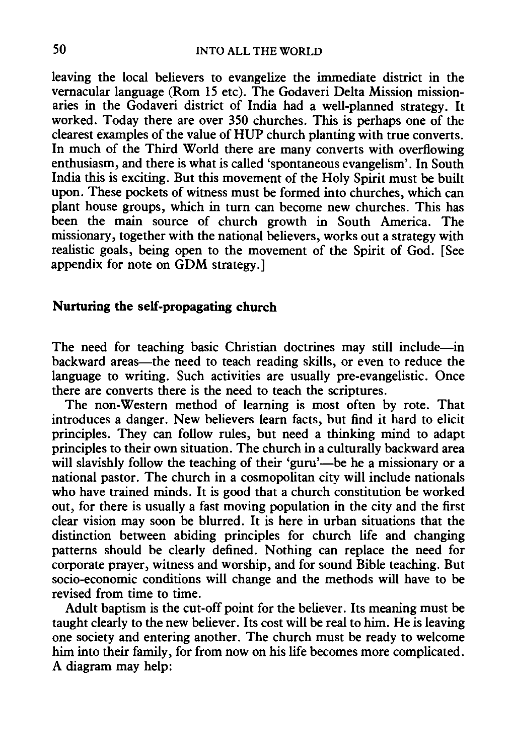leaving the local believers to evangelize the immediate district in the vernacular language (Rom 15 etc). The Godaveri Delta Mission missionaries in the Godaveri district of India had a well-planned strategy. It worked. Today there are over 350 churches. This is perhaps one of the clearest examples of the value of HUP church planting with true converts. In much of the Third World there are many converts with overflowing enthusiasm, and there is what is called 'spontaneous evangelism'. In South India this is exciting. But this movement of the Holy Spirit must be built upon. These pockets of witness must be formed into churches, which can plant house groups, which in turn can become new churches. This has been the main source of church growth in South America. The missionary, together with the national believers, works out a strategy with realistic goals, being open to the movement of the Spirit of God. [See appendix for note on GDM strategy.]

**Nurturing the self-propagating church**

The need for teaching basic Christian doctrines may still include—in backward areas—the need to teach reading skills, or even to reduce the language to writing. Such activities are usually pre-evangelistic. Once there are converts there is the need to teach the scriptures.

The non-Western method of learning is most often by rote. That introduces a danger. New believers learn facts, but find it hard to elicit principles. They can follow rules, but need a thinking mind to adapt principles to their own situation. The church in a culturally backward area will slavishly follow the teaching of their 'guru'—be he a missionary or a national pastor. The church in a cosmopolitan city will include nationals who have trained minds. It is good that a church constitution be worked out, for there is usually a fast moving population in the city and the first clear vision may soon be blurred. It is here in urban situations that the distinction between abiding principles for church life and changing patterns should be clearly defined. Nothing can replace the need for corporate prayer, witness and worship, and for sound Bible teaching. But socio-economic conditions will change and the methods will have to be revised from time to time.

Adult baptism is the cut-off point for the believer. Its meaning must be taught clearly to the new believer. Its cost will be real to him. He is leaving one society and entering another. The church must be ready to welcome him into their family, for from now on his life becomes more complicated. A diagram may help: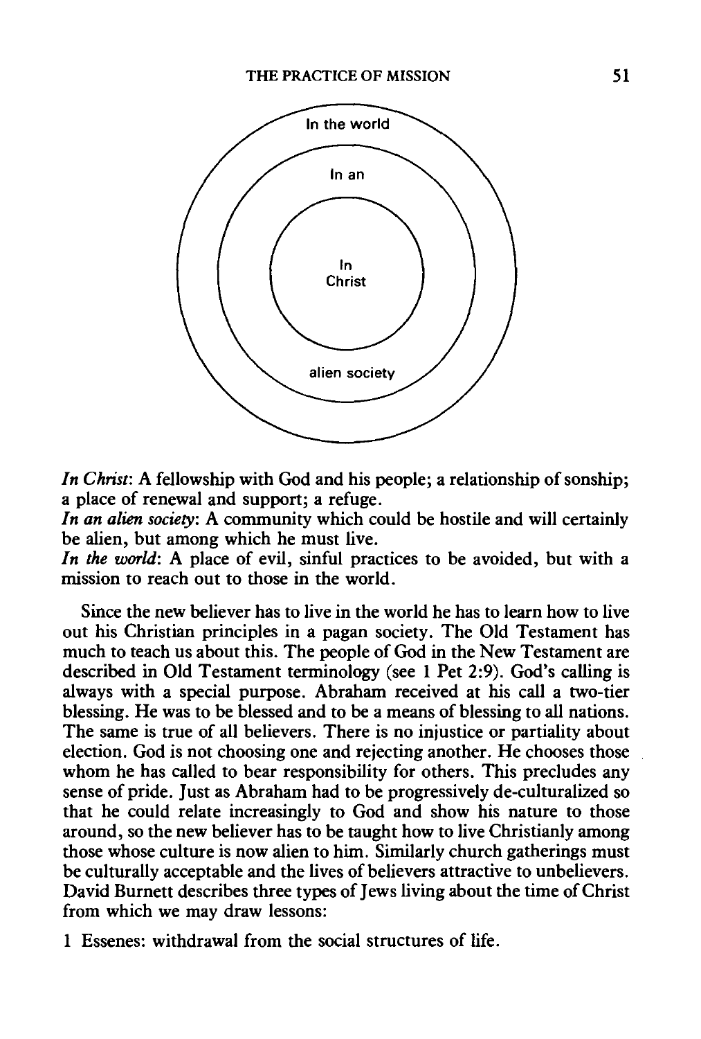In the world

In an

In Christ

alien society

*In Christ*: A fellowship with God and his people; a relationship of sonship; a place of renewal and support; a refuge.
*In an alien society*: A community which could be hostile and will certainly be alien, but among which he must live.
*In the world*: A place of evil, sinful practices to be avoided, but with a mission to reach out to those in the world.

Since the new believer has to live in the world he has to learn how to live out his Christian principles in a pagan society. The Old Testament has much to teach us about this. The people of God in the New Testament are described in Old Testament terminology (see 1 Pet 2:9). God's calling is always with a special purpose. Abraham received at his call a two-tier blessing. He was to be blessed and to be a means of blessing to all nations. The same is true of all believers. There is no injustice or partiality about election. God is not choosing one and rejecting another. He chooses those whom he has called to bear responsibility for others. This precludes any sense of pride. Just as Abraham had to be progressively de-culturalized so that he could relate increasingly to God and show his nature to those around, so the new believer has to be taught how to live Christianly among those whose culture is now alien to him. Similarly church gatherings must be culturally acceptable and the lives of believers attractive to unbelievers. David Burnett describes three types of Jews living about the time of Christ from which we may draw lessons:

1 Essenes: withdrawal from the social structures of life.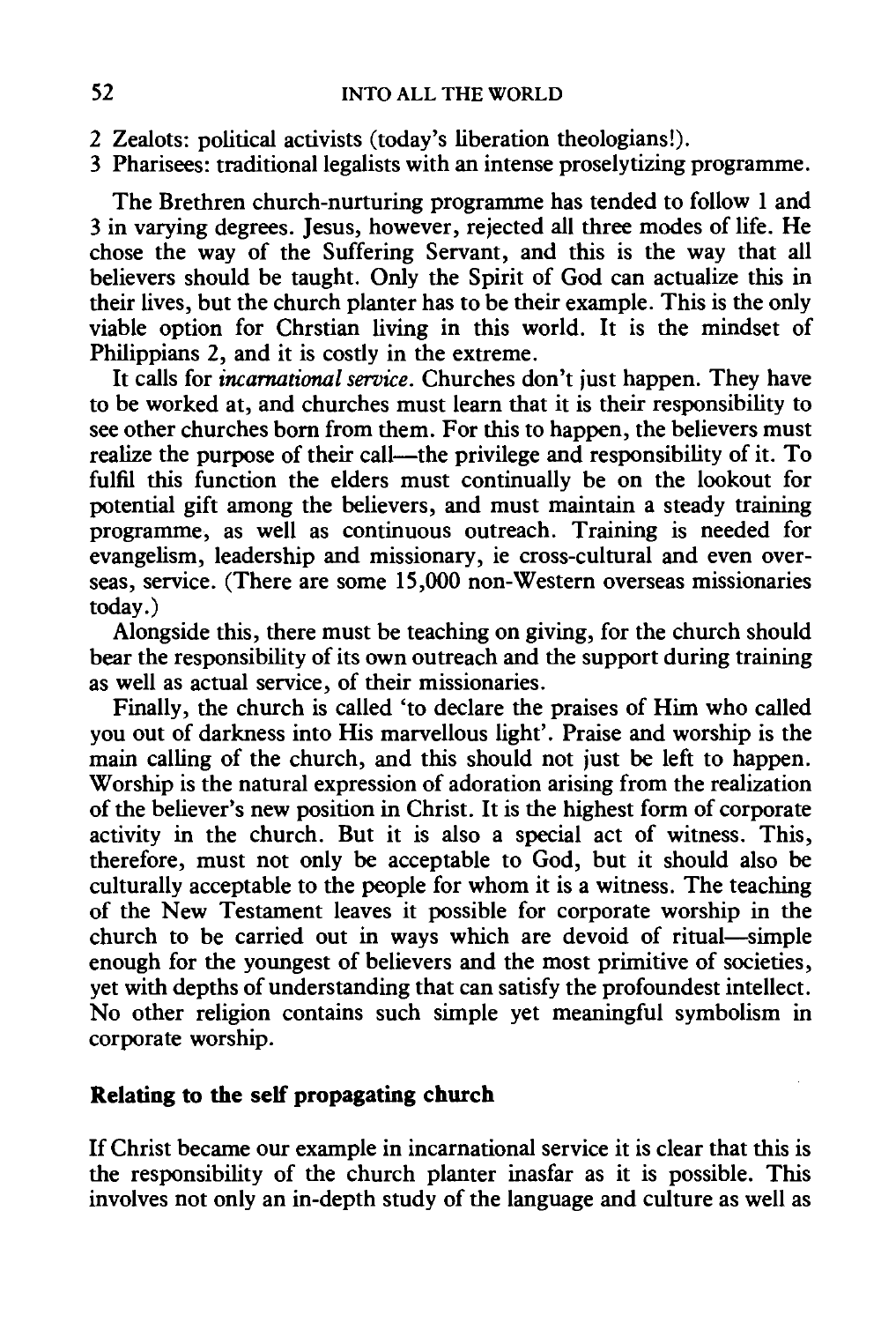2 Zealots: political activists (today's liberation theologians!).
3 Pharisees: traditional legalists with an intense proselytizing programme.

The Brethren church-nurturing programme has tended to follow 1 and 3 in varying degrees. Jesus, however, rejected all three modes of life. He chose the way of the Suffering Servant, and this is the way that all believers should be taught. Only the Spirit of God can actualize this in their lives, but the church planter has to be their example. This is the only viable option for Chrstian living in this world. It is the mindset of Philippians 2, and it is costly in the extreme.

It calls for *incarnational service*. Churches don't just happen. They have to be worked at, and churches must learn that it is their responsibility to see other churches born from them. For this to happen, the believers must realize the purpose of their call—the privilege and responsibility of it. To fulfil this function the elders must continually be on the lookout for potential gift among the believers, and must maintain a steady training programme, as well as continuous outreach. Training is needed for evangelism, leadership and missionary, ie cross-cultural and even overseas, service. (There are some 15,000 non-Western overseas missionaries today.)

Alongside this, there must be teaching on giving, for the church should bear the responsibility of its own outreach and the support during training as well as actual service, of their missionaries.

Finally, the church is called 'to declare the praises of Him who called you out of darkness into His marvellous light'. Praise and worship is the main calling of the church, and this should not just be left to happen. Worship is the natural expression of adoration arising from the realization of the believer's new position in Christ. It is the highest form of corporate activity in the church. But it is also a special act of witness. This, therefore, must not only be acceptable to God, but it should also be culturally acceptable to the people for whom it is a witness. The teaching of the New Testament leaves it possible for corporate worship in the church to be carried out in ways which are devoid of ritual—simple enough for the youngest of believers and the most primitive of societies, yet with depths of understanding that can satisfy the profoundest intellect. No other religion contains such simple yet meaningful symbolism in corporate worship.

### Relating to the self propagating church

If Christ became our example in incarnational service it is clear that this is the responsibility of the church planter inasfar as it is possible. This involves not only an in-depth study of the language and culture as well as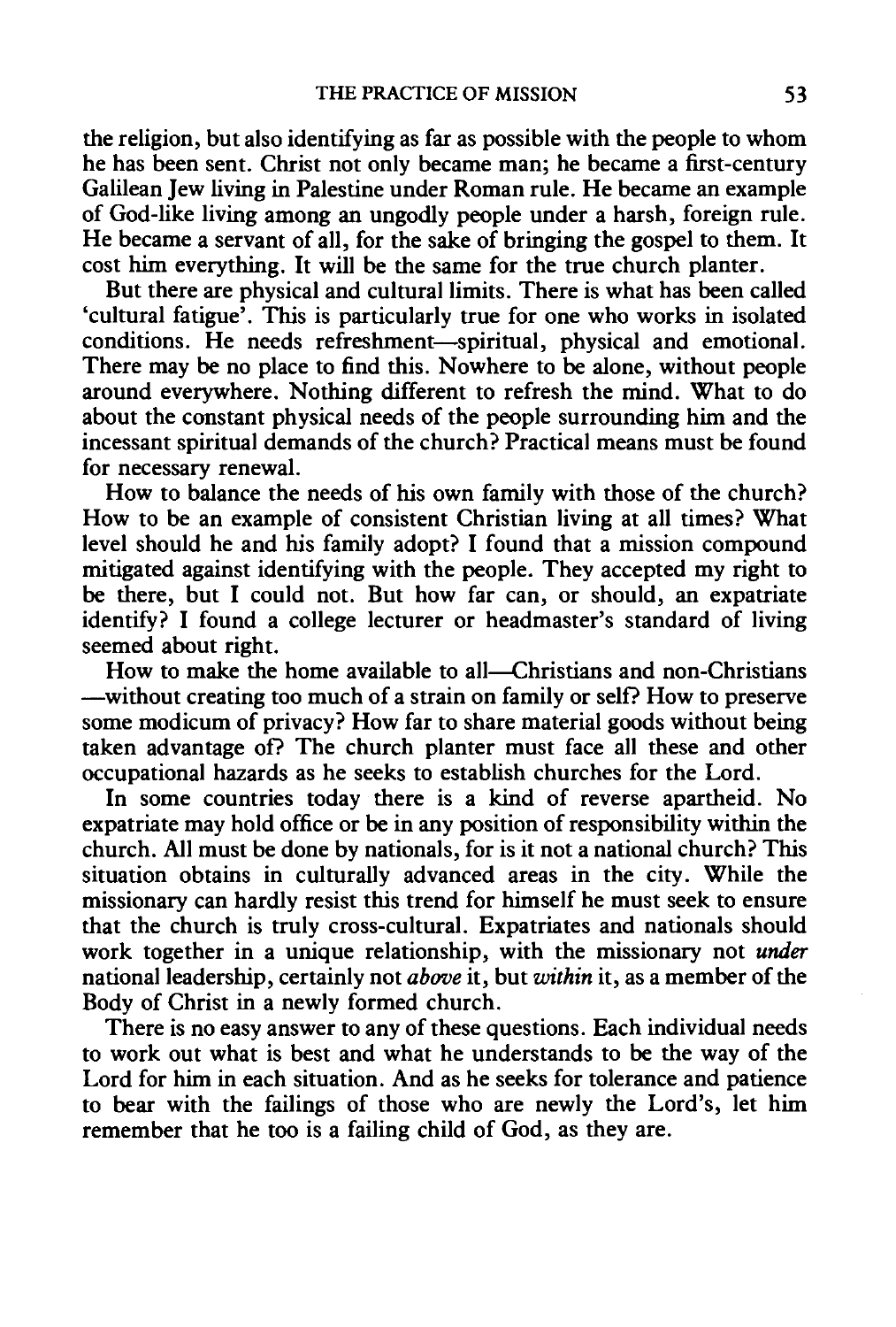the religion, but also identifying as far as possible with the people to whom he has been sent. Christ not only became man; he became a first-century Galilean Jew living in Palestine under Roman rule. He became an example of God-like living among an ungodly people under a harsh, foreign rule. He became a servant of all, for the sake of bringing the gospel to them. It cost him everything. It will be the same for the true church planter.

But there are physical and cultural limits. There is what has been called 'cultural fatigue'. This is particularly true for one who works in isolated conditions. He needs refreshment—spiritual, physical and emotional. There may be no place to find this. Nowhere to be alone, without people around everywhere. Nothing different to refresh the mind. What to do about the constant physical needs of the people surrounding him and the incessant spiritual demands of the church? Practical means must be found for necessary renewal.

How to balance the needs of his own family with those of the church? How to be an example of consistent Christian living at all times? What level should he and his family adopt? I found that a mission compound mitigated against identifying with the people. They accepted my right to be there, but I could not. But how far can, or should, an expatriate identify? I found a college lecturer or headmaster's standard of living seemed about right.

How to make the home available to all—Christians and non-Christians—without creating too much of a strain on family or self? How to preserve some modicum of privacy? How far to share material goods without being taken advantage of? The church planter must face all these and other occupational hazards as he seeks to establish churches for the Lord.

In some countries today there is a kind of reverse apartheid. No expatriate may hold office or be in any position of responsibility within the church. All must be done by nationals, for is it not a national church? This situation obtains in culturally advanced areas in the city. While the missionary can hardly resist this trend for himself he must seek to ensure that the church is truly cross-cultural. Expatriates and nationals should work together in a unique relationship, with the missionary not *under* national leadership, certainly not *above* it, but *within* it, as a member of the Body of Christ in a newly formed church.

There is no easy answer to any of these questions. Each individual needs to work out what is best and what he understands to be the way of the Lord for him in each situation. And as he seeks for tolerance and patience to bear with the failings of those who are newly the Lord's, let him remember that he too is a failing child of God, as they are.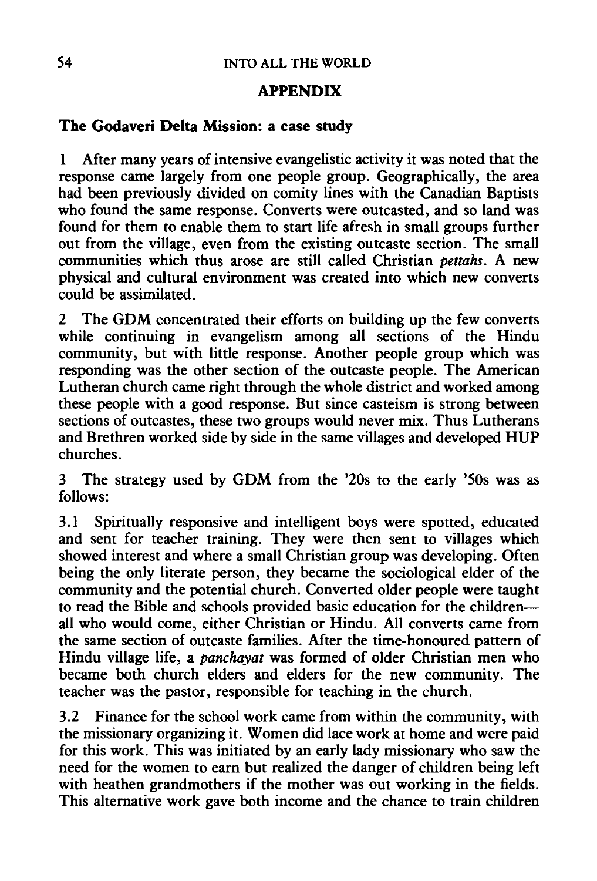## APPENDIX

### The Godaveri Delta Mission: a case study

1 After many years of intensive evangelistic activity it was noted that the response came largely from one people group. Geographically, the area had been previously divided on comity lines with the Canadian Baptists who found the same response. Converts were outcasted, and so land was found for them to enable them to start life afresh in small groups further out from the village, even from the existing outcaste section. The small communities which thus arose are still called Christian *pettahs*. A new physical and cultural environment was created into which new converts could be assimilated.

2 The GDM concentrated their efforts on building up the few converts while continuing in evangelism among all sections of the Hindu community, but with little response. Another people group which was responding was the other section of the outcaste people. The American Lutheran church came right through the whole district and worked among these people with a good response. But since casteism is strong between sections of outcastes, these two groups would never mix. Thus Lutherans and Brethren worked side by side in the same villages and developed HUP churches.

3 The strategy used by GDM from the '20s to the early '50s was as follows:

3.1 Spiritually responsive and intelligent boys were spotted, educated and sent for teacher training. They were then sent to villages which showed interest and where a small Christian group was developing. Often being the only literate person, they became the sociological elder of the community and the potential church. Converted older people were taught to read the Bible and schools provided basic education for the children—all who would come, either Christian or Hindu. All converts came from the same section of outcaste families. After the time-honoured pattern of Hindu village life, a *panchayat* was formed of older Christian men who became both church elders and elders for the new community. The teacher was the pastor, responsible for teaching in the church.

3.2 Finance for the school work came from within the community, with the missionary organizing it. Women did lace work at home and were paid for this work. This was initiated by an early lady missionary who saw the need for the women to earn but realized the danger of children being left with heathen grandmothers if the mother was out working in the fields. This alternative work gave both income and the chance to train children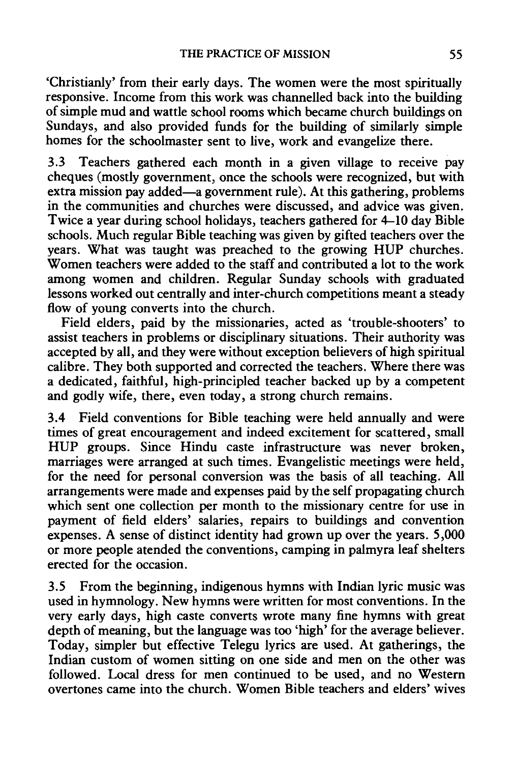'Christianly' from their early days. The women were the most spiritually responsive. Income from this work was channelled back into the building of simple mud and wattle school rooms which became church buildings on Sundays, and also provided funds for the building of similarly simple homes for the schoolmaster sent to live, work and evangelize there.

3.3 Teachers gathered each month in a given village to receive pay cheques (mostly government, once the schools were recognized, but with extra mission pay added—a government rule). At this gathering, problems in the communities and churches were discussed, and advice was given. Twice a year during school holidays, teachers gathered for 4–10 day Bible schools. Much regular Bible teaching was given by gifted teachers over the years. What was taught was preached to the growing HUP churches. Women teachers were added to the staff and contributed a lot to the work among women and children. Regular Sunday schools with graduated lessons worked out centrally and inter-church competitions meant a steady flow of young converts into the church.

Field elders, paid by the missionaries, acted as 'trouble-shooters' to assist teachers in problems or disciplinary situations. Their authority was accepted by all, and they were without exception believers of high spiritual calibre. They both supported and corrected the teachers. Where there was a dedicated, faithful, high-principled teacher backed up by a competent and godly wife, there, even today, a strong church remains.

3.4 Field conventions for Bible teaching were held annually and were times of great encouragement and indeed excitement for scattered, small HUP groups. Since Hindu caste infrastructure was never broken, marriages were arranged at such times. Evangelistic meetings were held, for the need for personal conversion was the basis of all teaching. All arrangements were made and expenses paid by the self propagating church which sent one collection per month to the missionary centre for use in payment of field elders' salaries, repairs to buildings and convention expenses. A sense of distinct identity had grown up over the years. 5,000 or more people atended the conventions, camping in palmyra leaf shelters erected for the occasion.

3.5 From the beginning, indigenous hymns with Indian lyric music was used in hymnology. New hymns were written for most conventions. In the very early days, high caste converts wrote many fine hymns with great depth of meaning, but the language was too 'high' for the average believer. Today, simpler but effective Telegu lyrics are used. At gatherings, the Indian custom of women sitting on one side and men on the other was followed. Local dress for men continued to be used, and no Western overtones came into the church. Women Bible teachers and elders' wives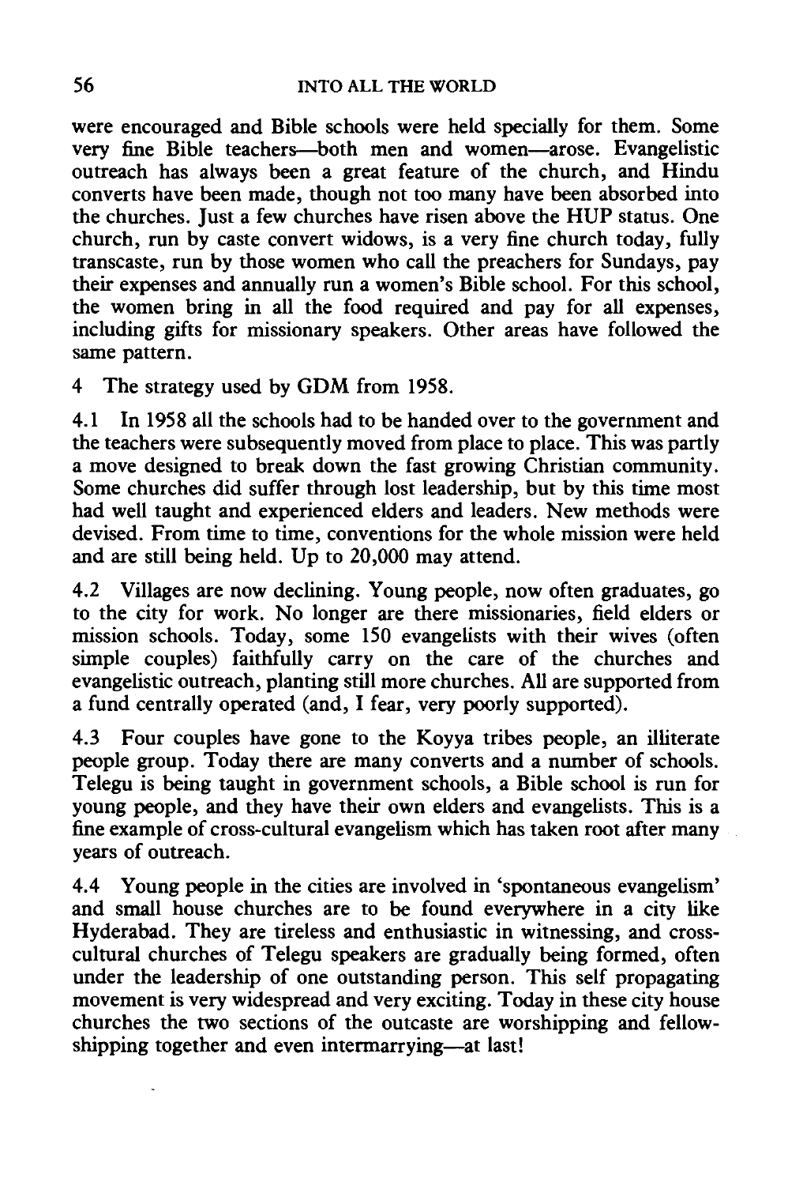were encouraged and Bible schools were held specially for them. Some very fine Bible teachers—both men and women—arose. Evangelistic outreach has always been a great feature of the church, and Hindu converts have been made, though not too many have been absorbed into the churches. Just a few churches have risen above the HUP status. One church, run by caste convert widows, is a very fine church today, fully transcaste, run by those women who call the preachers for Sundays, pay their expenses and annually run a women's Bible school. For this school, the women bring in all the food required and pay for all expenses, including gifts for missionary speakers. Other areas have followed the same pattern.

4 The strategy used by GDM from 1958.

4.1 In 1958 all the schools had to be handed over to the government and the teachers were subsequently moved from place to place. This was partly a move designed to break down the fast growing Christian community. Some churches did suffer through lost leadership, but by this time most had well taught and experienced elders and leaders. New methods were devised. From time to time, conventions for the whole mission were held and are still being held. Up to 20,000 may attend.

4.2 Villages are now declining. Young people, now often graduates, go to the city for work. No longer are there missionaries, field elders or mission schools. Today, some 150 evangelists with their wives (often simple couples) faithfully carry on the care of the churches and evangelistic outreach, planting still more churches. All are supported from a fund centrally operated (and, I fear, very poorly supported).

4.3 Four couples have gone to the Koyya tribes people, an illiterate people group. Today there are many converts and a number of schools. Telegu is being taught in government schools, a Bible school is run for young people, and they have their own elders and evangelists. This is a fine example of cross-cultural evangelism which has taken root after many years of outreach.

4.4 Young people in the cities are involved in 'spontaneous evangelism' and small house churches are to be found everywhere in a city like Hyderabad. They are tireless and enthusiastic in witnessing, and cross-cultural churches of Telegu speakers are gradually being formed, often under the leadership of one outstanding person. This self propagating movement is very widespread and very exciting. Today in these city house churches the two sections of the outcaste are worshipping and fellowshipping together and even intermarrying—at last!